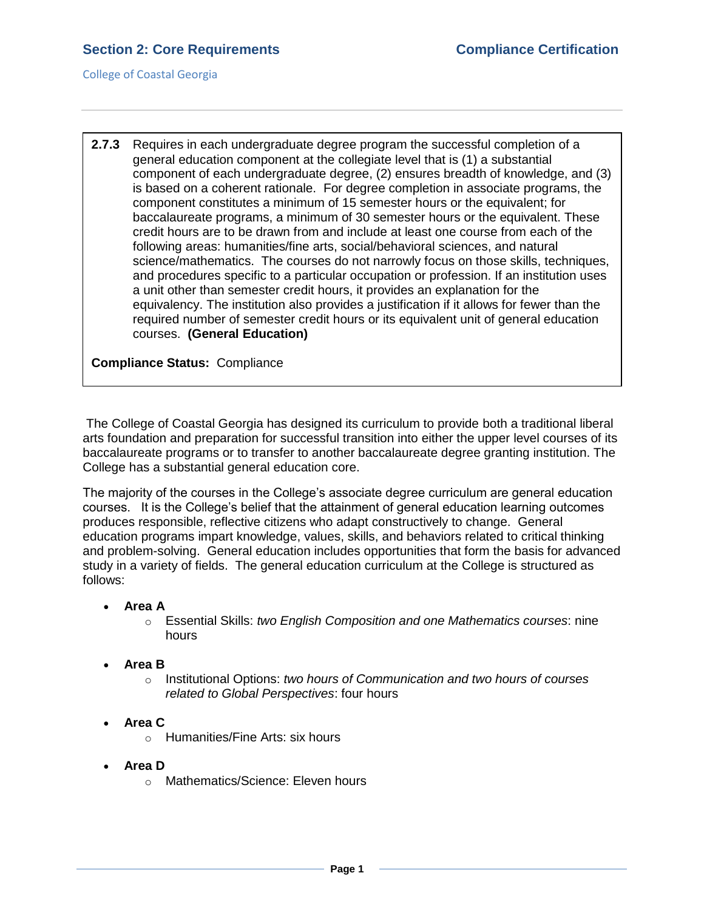**2.7.3** Requires in each undergraduate degree program the successful completion of a general education component at the collegiate level that is (1) a substantial component of each undergraduate degree, (2) ensures breadth of knowledge, and (3) is based on a coherent rationale. For degree completion in associate programs, the component constitutes a minimum of 15 semester hours or the equivalent; for baccalaureate programs, a minimum of 30 semester hours or the equivalent. These credit hours are to be drawn from and include at least one course from each of the following areas: humanities/fine arts, social/behavioral sciences, and natural science/mathematics. The courses do not narrowly focus on those skills, techniques, and procedures specific to a particular occupation or profession. If an institution uses a unit other than semester credit hours, it provides an explanation for the equivalency. The institution also provides a justification if it allows for fewer than the required number of semester credit hours or its equivalent unit of general education courses. **(General Education)**

**Compliance Status:** Compliance

The College of Coastal Georgia has designed its curriculum to provide both a traditional liberal arts foundation and preparation for successful transition into either the upper level courses of its baccalaureate programs or to transfer to another baccalaureate degree granting institution. The College has a substantial general education core.

The majority of the courses in the College's associate degree curriculum are general education courses. It is the College's belief that the attainment of general education learning outcomes produces responsible, reflective citizens who adapt constructively to change. General education programs impart knowledge, values, skills, and behaviors related to critical thinking and problem-solving. General education includes opportunities that form the basis for advanced study in a variety of fields. The general education curriculum at the College is structured as follows:

- **Area A**
  - Essential Skills: *two English Composition and one Mathematics courses*: nine hours
- **Area B**
  - Institutional Options: *two hours of Communication and two hours of courses related to Global Perspectives*: four hours
- **Area C**
  - Humanities/Fine Arts: six hours
- **Area D**
  - Mathematics/Science: Eleven hours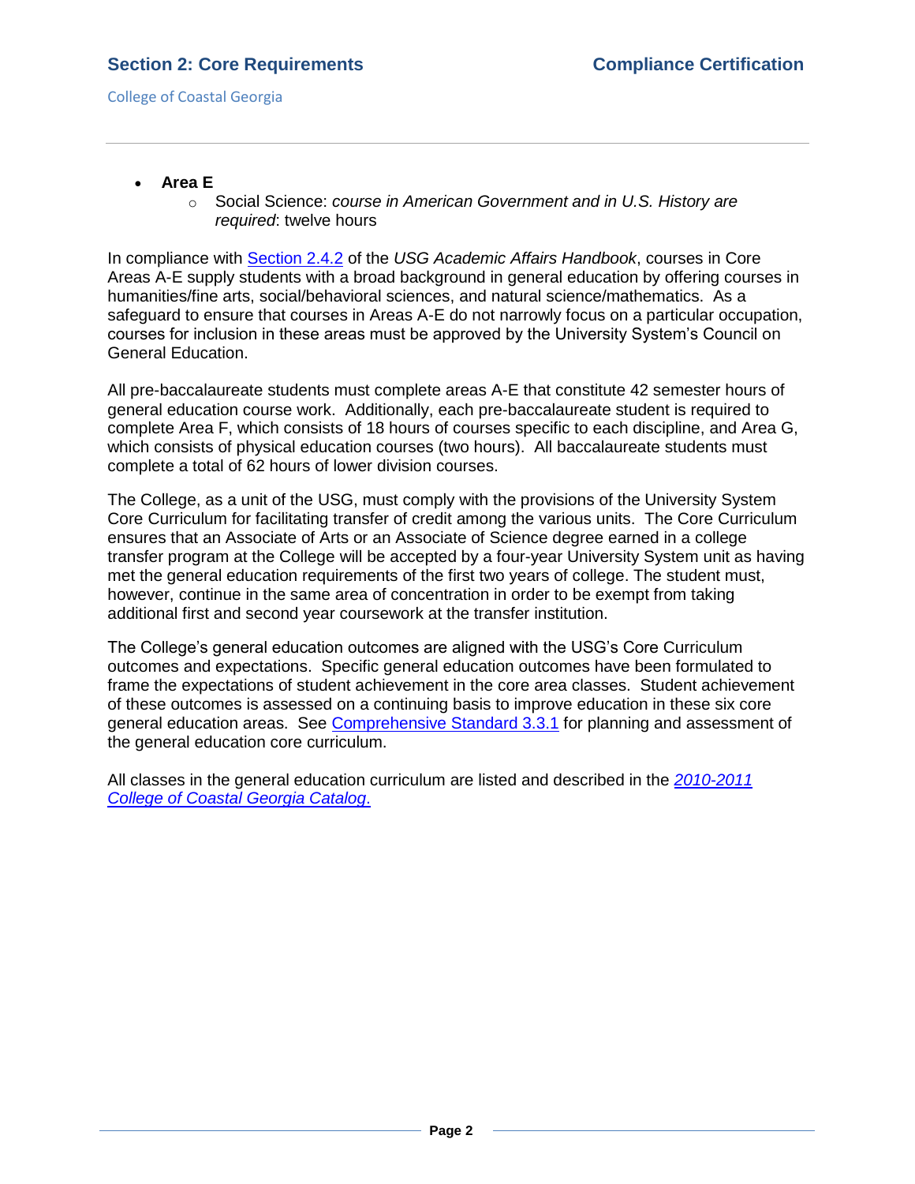- **Area E**
  - Social Science: *course in American Government and in U.S. History are required*: twelve hours

In compliance with [Section 2.4.2]() of the *USG Academic Affairs Handbook*, courses in Core Areas A-E supply students with a broad background in general education by offering courses in humanities/fine arts, social/behavioral sciences, and natural science/mathematics. As a safeguard to ensure that courses in Areas A-E do not narrowly focus on a particular occupation, courses for inclusion in these areas must be approved by the University System's Council on General Education.

All pre-baccalaureate students must complete areas A-E that constitute 42 semester hours of general education course work. Additionally, each pre-baccalaureate student is required to complete Area F, which consists of 18 hours of courses specific to each discipline, and Area G, which consists of physical education courses (two hours). All baccalaureate students must complete a total of 62 hours of lower division courses.

The College, as a unit of the USG, must comply with the provisions of the University System Core Curriculum for facilitating transfer of credit among the various units. The Core Curriculum ensures that an Associate of Arts or an Associate of Science degree earned in a college transfer program at the College will be accepted by a four-year University System unit as having met the general education requirements of the first two years of college. The student must, however, continue in the same area of concentration in order to be exempt from taking additional first and second year coursework at the transfer institution.

The College's general education outcomes are aligned with the USG's Core Curriculum outcomes and expectations. Specific general education outcomes have been formulated to frame the expectations of student achievement in the core area classes. Student achievement of these outcomes is assessed on a continuing basis to improve education in these six core general education areas. See [Comprehensive Standard 3.3.1]() for planning and assessment of the general education core curriculum.

All classes in the general education curriculum are listed and described in the [*2010-2011 College of Coastal Georgia Catalog.*]()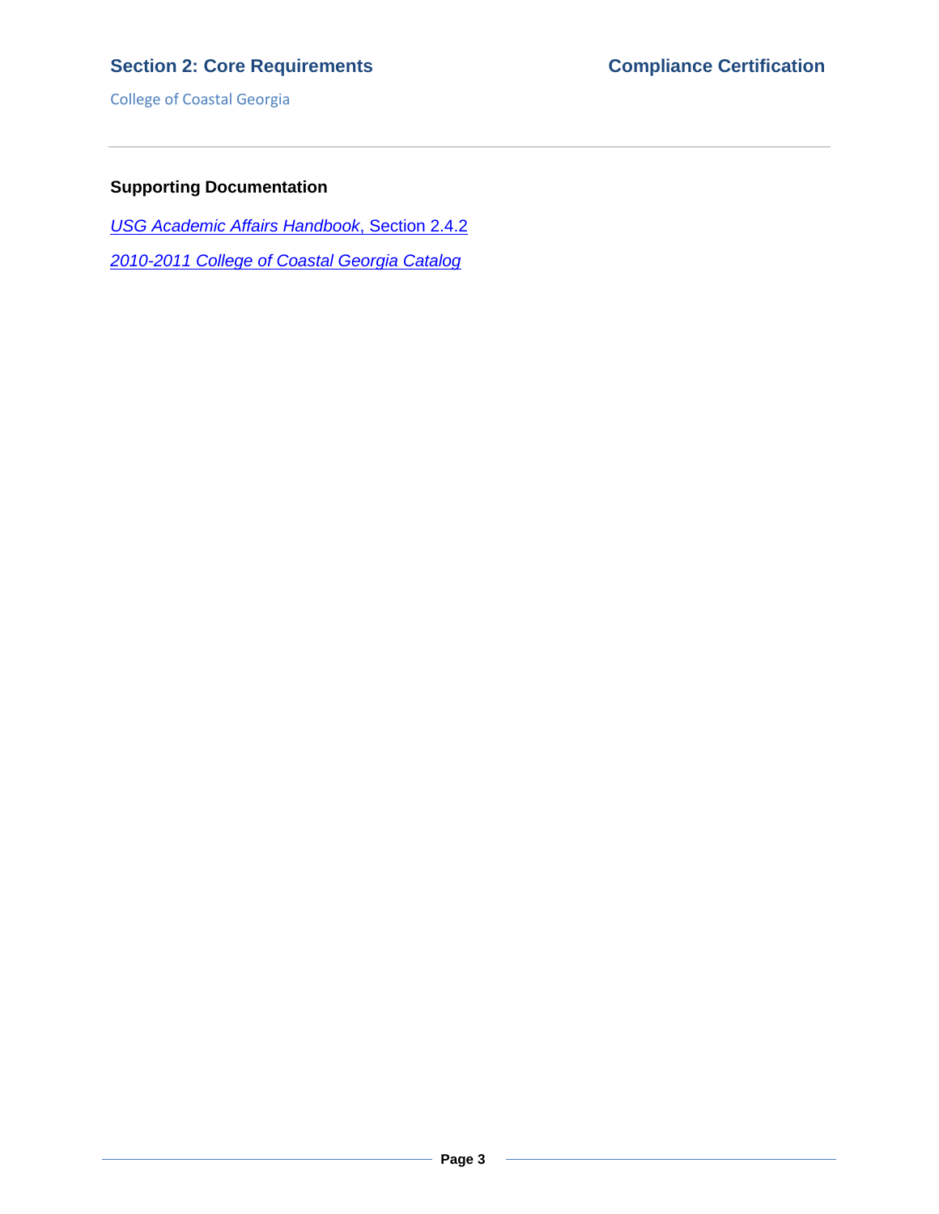### Supporting Documentation

*USG Academic Affairs Handbook*, Section 2.4.2

*2010-2011 College of Coastal Georgia Catalog*